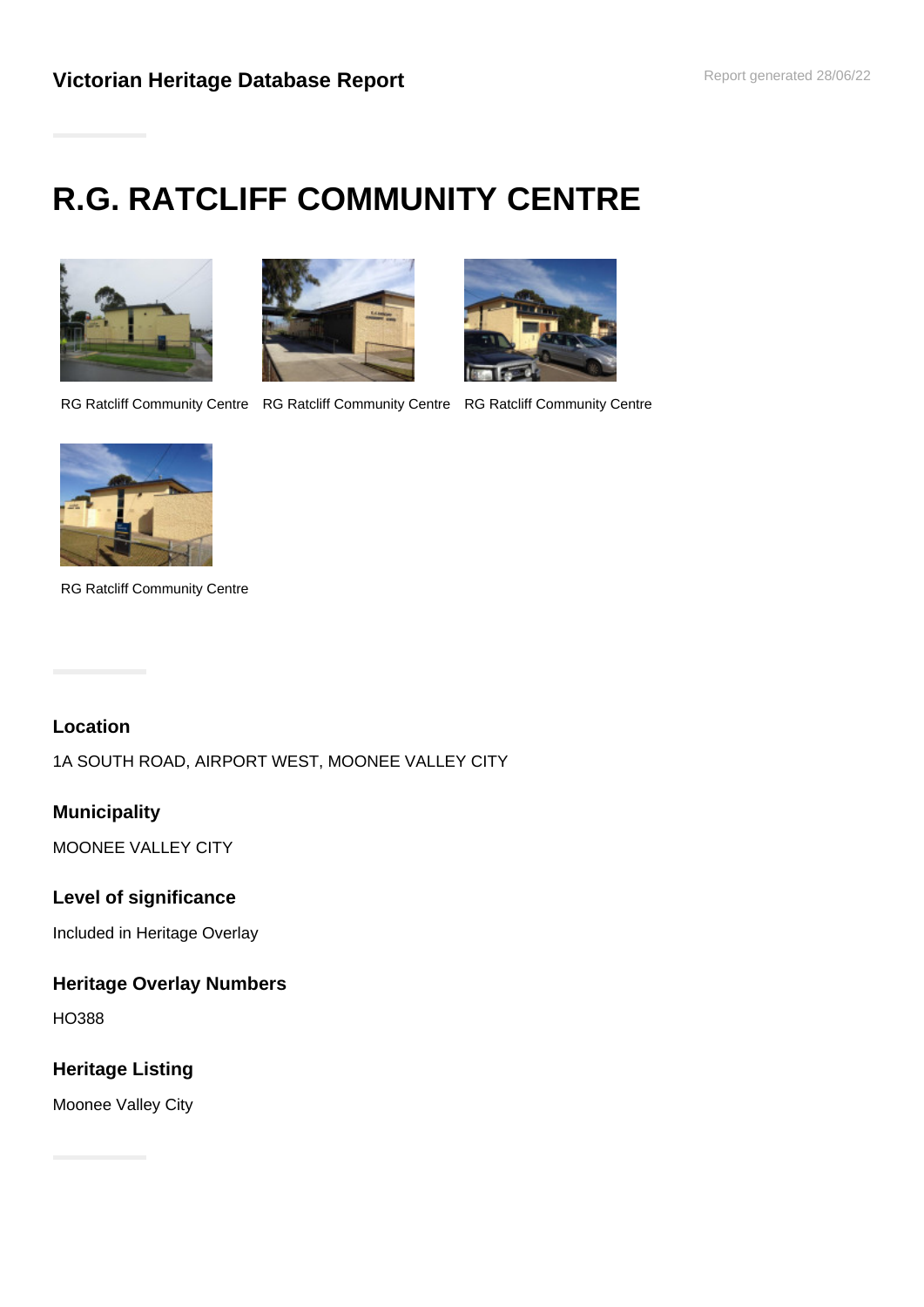# Victorian Heritage Database Report

Report generated 28/06/22

# R.G. RATCLIFF COMMUNITY CENTRE

RG Ratcliff Community Centre RG Ratcliff Community Centre RG Ratcliff Community Centre

RG Ratcliff Community Centre

### Location

1A SOUTH ROAD, AIRPORT WEST, MOONEE VALLEY CITY

### Municipality

MOONEE VALLEY CITY

### Level of significance

Included in Heritage Overlay

### Heritage Overlay Numbers

HO388

### Heritage Listing

Moonee Valley City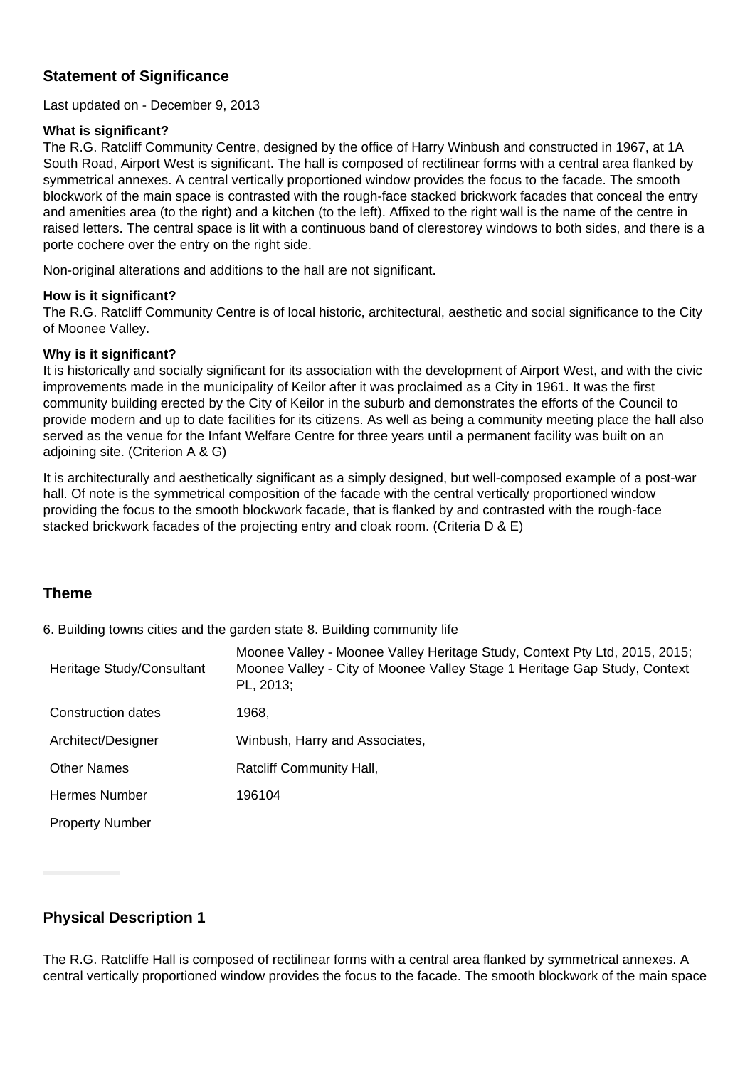### Statement of Significance

Last updated on - December 9, 2013

**What is significant?**
The R.G. Ratcliff Community Centre, designed by the office of Harry Winbush and constructed in 1967, at 1A South Road, Airport West is significant. The hall is composed of rectilinear forms with a central area flanked by symmetrical annexes. A central vertically proportioned window provides the focus to the facade. The smooth blockwork of the main space is contrasted with the rough-face stacked brickwork facades that conceal the entry and amenities area (to the right) and a kitchen (to the left). Affixed to the right wall is the name of the centre in raised letters. The central space is lit with a continuous band of clerestorey windows to both sides, and there is a porte cochere over the entry on the right side.

Non-original alterations and additions to the hall are not significant.

**How is it significant?**
The R.G. Ratcliff Community Centre is of local historic, architectural, aesthetic and social significance to the City of Moonee Valley.

**Why is it significant?**
It is historically and socially significant for its association with the development of Airport West, and with the civic improvements made in the municipality of Keilor after it was proclaimed as a City in 1961. It was the first community building erected by the City of Keilor in the suburb and demonstrates the efforts of the Council to provide modern and up to date facilities for its citizens. As well as being a community meeting place the hall also served as the venue for the Infant Welfare Centre for three years until a permanent facility was built on an adjoining site. (Criterion A & G)

It is architecturally and aesthetically significant as a simply designed, but well-composed example of a post-war hall. Of note is the symmetrical composition of the facade with the central vertically proportioned window providing the focus to the smooth blockwork facade, that is flanked by and contrasted with the rough-face stacked brickwork facades of the projecting entry and cloak room. (Criteria D & E)

### Theme

6. Building towns cities and the garden state 8. Building community life

| | |
|---|---|
| Heritage Study/Consultant | Moonee Valley - Moonee Valley Heritage Study, Context Pty Ltd, 2015, 2015; Moonee Valley - City of Moonee Valley Stage 1 Heritage Gap Study, Context PL, 2013; |
| Construction dates | 1968, |
| Architect/Designer | Winbush, Harry and Associates, |
| Other Names | Ratcliff Community Hall, |
| Hermes Number | 196104 |
| Property Number | |

### Physical Description 1

The R.G. Ratcliffe Hall is composed of rectilinear forms with a central area flanked by symmetrical annexes. A central vertically proportioned window provides the focus to the facade. The smooth blockwork of the main space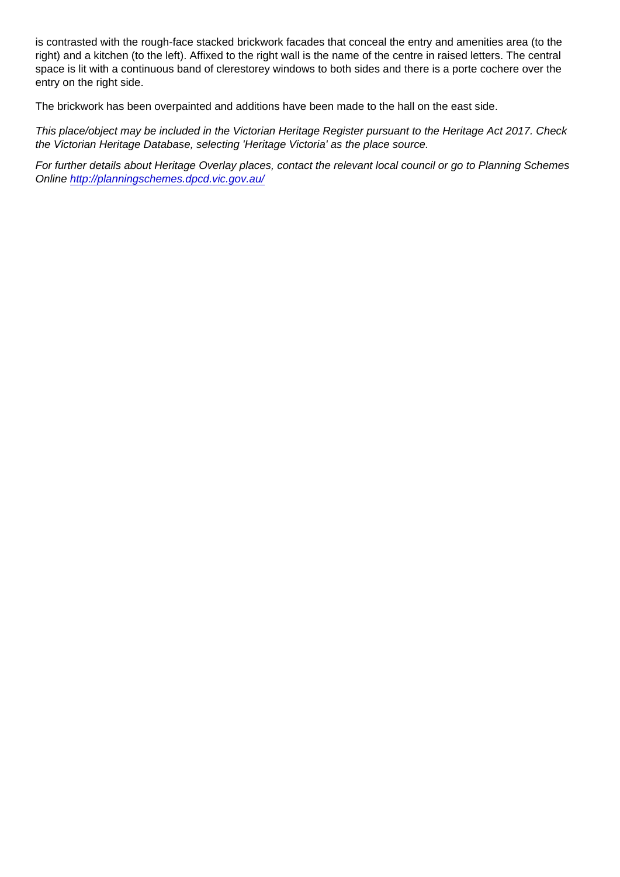is contrasted with the rough-face stacked brickwork facades that conceal the entry and amenities area (to the right) and a kitchen (to the left). Affixed to the right wall is the name of the centre in raised letters. The central space is lit with a continuous band of clerestorey windows to both sides and there is a porte cochere over the entry on the right side.

The brickwork has been overpainted and additions have been made to the hall on the east side.

*This place/object may be included in the Victorian Heritage Register pursuant to the Heritage Act 2017. Check the Victorian Heritage Database, selecting 'Heritage Victoria' as the place source.*

*For further details about Heritage Overlay places, contact the relevant local council or go to Planning Schemes Online [http://planningschemes.dpcd.vic.gov.au/](http://planningschemes.dpcd.vic.gov.au/)*